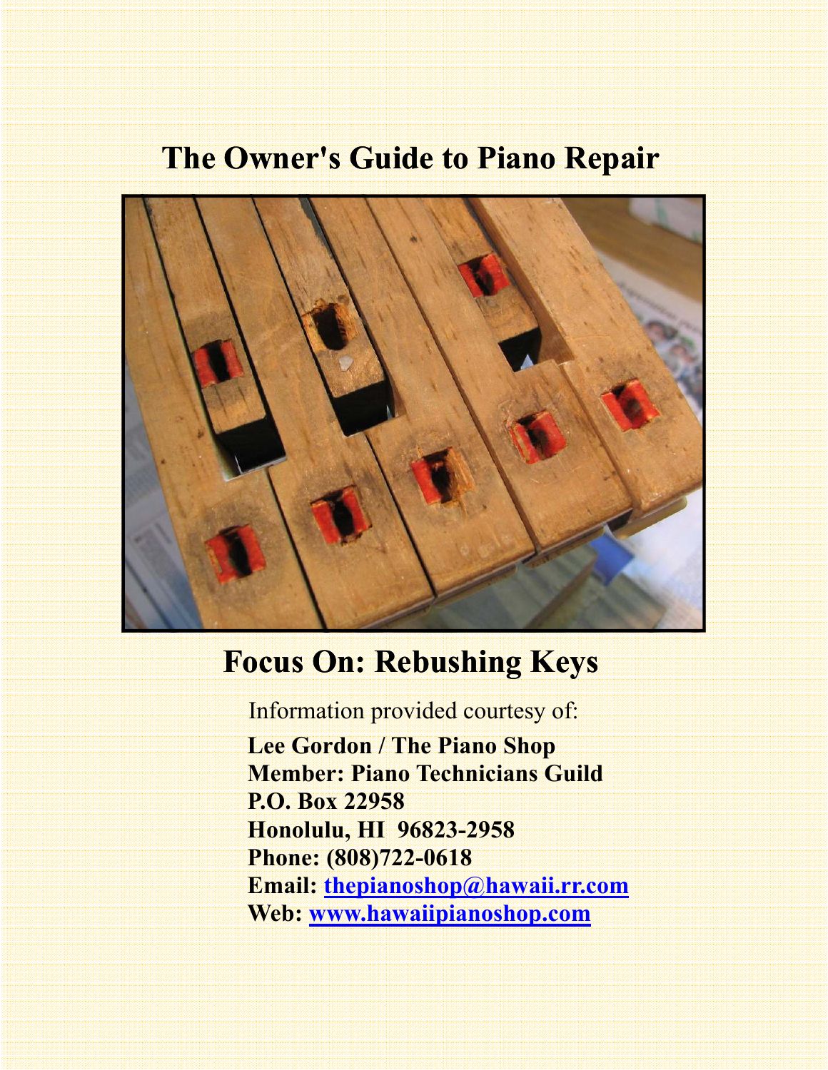# The Owner's Guide to Piano Repair

## Focus On: Rebushing Keys

Information provided courtesy of:

**Lee Gordon / The Piano Shop**
**Member: Piano Technicians Guild**
**P.O. Box 22958**
**Honolulu, HI 96823-2958**
**Phone: (808)722-0618**
**Email: [thepianoshop@hawaii.rr.com](mailto:thepianoshop@hawaii.rr.com)**
**Web: [www.hawaiipianoshop.com](http://www.hawaiipianoshop.com)**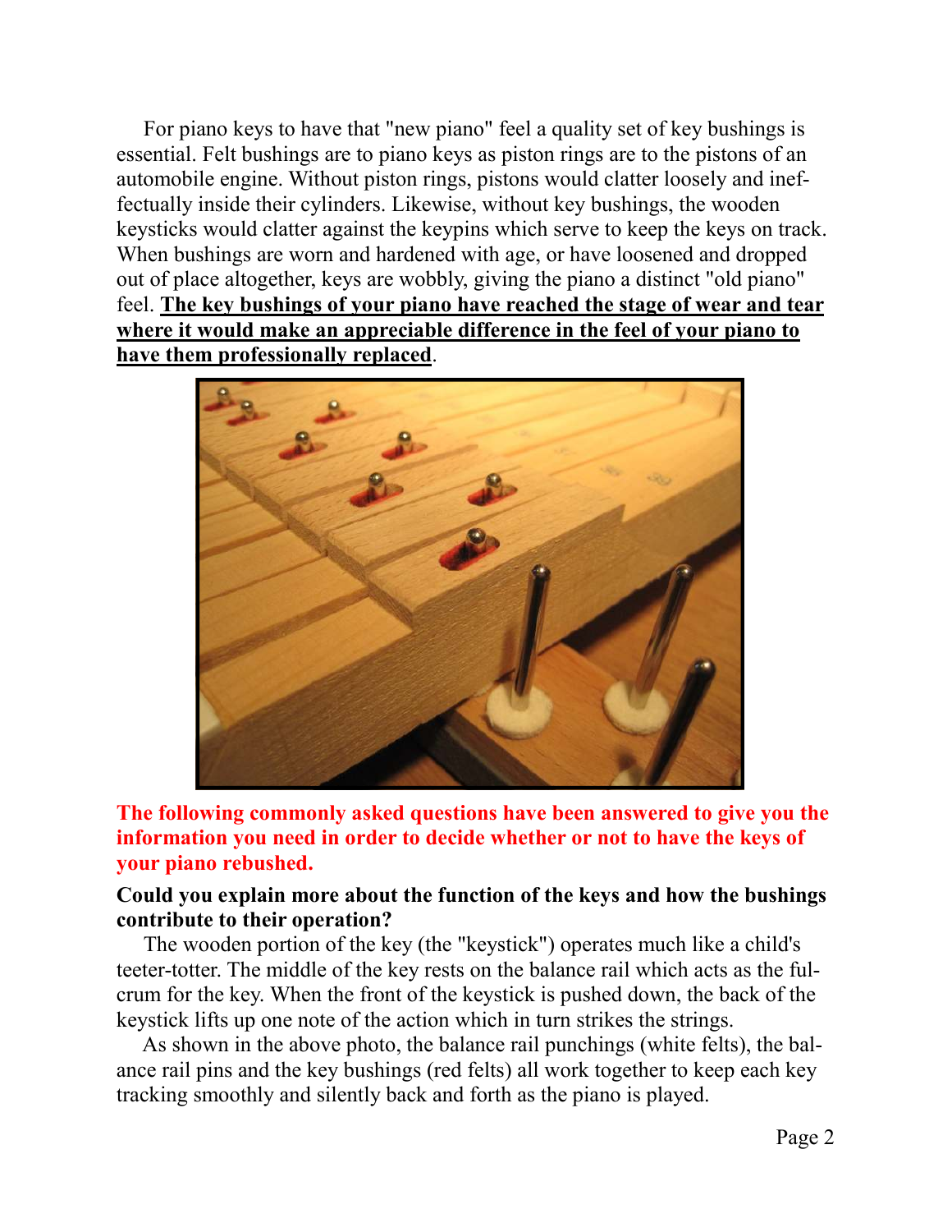For piano keys to have that "new piano" feel a quality set of key bushings is essential. Felt bushings are to piano keys as piston rings are to the pistons of an automobile engine. Without piston rings, pistons would clatter loosely and ineffectually inside their cylinders. Likewise, without key bushings, the wooden keysticks would clatter against the keypins which serve to keep the keys on track. When bushings are worn and hardened with age, or have loosened and dropped out of place altogether, keys are wobbly, giving the piano a distinct "old piano" feel. **The key bushings of your piano have reached the stage of wear and tear where it would make an appreciable difference in the feel of your piano to have them professionally replaced**.

**The following commonly asked questions have been answered to give you the information you need in order to decide whether or not to have the keys of your piano rebushed.**

**Could you explain more about the function of the keys and how the bushings contribute to their operation?**

The wooden portion of the key (the "keystick") operates much like a child's teeter-totter. The middle of the key rests on the balance rail which acts as the fulcrum for the key. When the front of the keystick is pushed down, the back of the keystick lifts up one note of the action which in turn strikes the strings.

As shown in the above photo, the balance rail punchings (white felts), the balance rail pins and the key bushings (red felts) all work together to keep each key tracking smoothly and silently back and forth as the piano is played.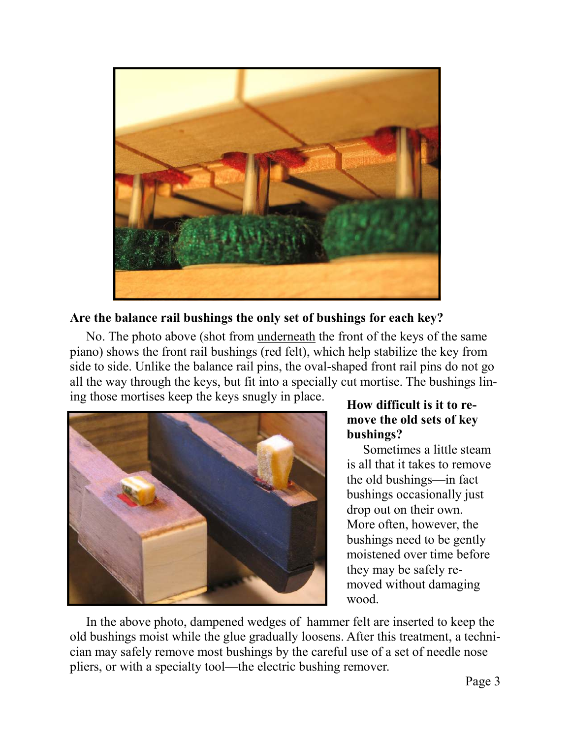**Are the balance rail bushings the only set of bushings for each key?**

No. The photo above (shot from underneath the front of the keys of the same piano) shows the front rail bushings (red felt), which help stabilize the key from side to side. Unlike the balance rail pins, the oval-shaped front rail pins do not go all the way through the keys, but fit into a specially cut mortise. The bushings lining those mortises keep the keys snugly in place.

**How difficult is it to remove the old sets of key bushings?**

Sometimes a little steam is all that it takes to remove the old bushings—in fact bushings occasionally just drop out on their own. More often, however, the bushings need to be gently moistened over time before they may be safely removed without damaging wood.

In the above photo, dampened wedges of hammer felt are inserted to keep the old bushings moist while the glue gradually loosens. After this treatment, a technician may safely remove most bushings by the careful use of a set of needle nose pliers, or with a specialty tool—the electric bushing remover.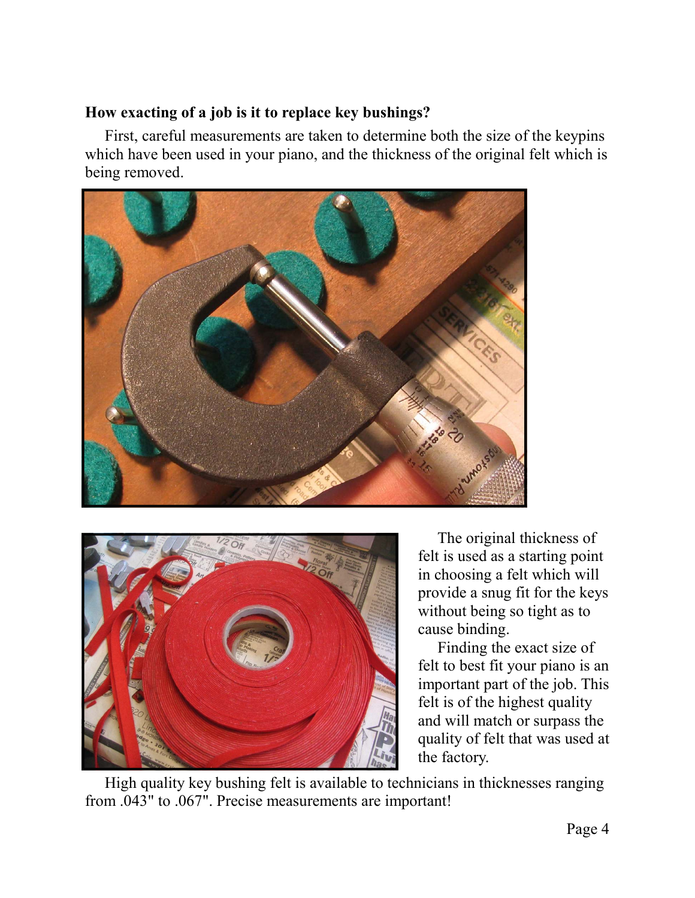**How exacting of a job is it to replace key bushings?**

First, careful measurements are taken to determine both the size of the keypins which have been used in your piano, and the thickness of the original felt which is being removed.

The original thickness of felt is used as a starting point in choosing a felt which will provide a snug fit for the keys without being so tight as to cause binding.

Finding the exact size of felt to best fit your piano is an important part of the job. This felt is of the highest quality and will match or surpass the quality of felt that was used at the factory.

High quality key bushing felt is available to technicians in thicknesses ranging from .043" to .067". Precise measurements are important!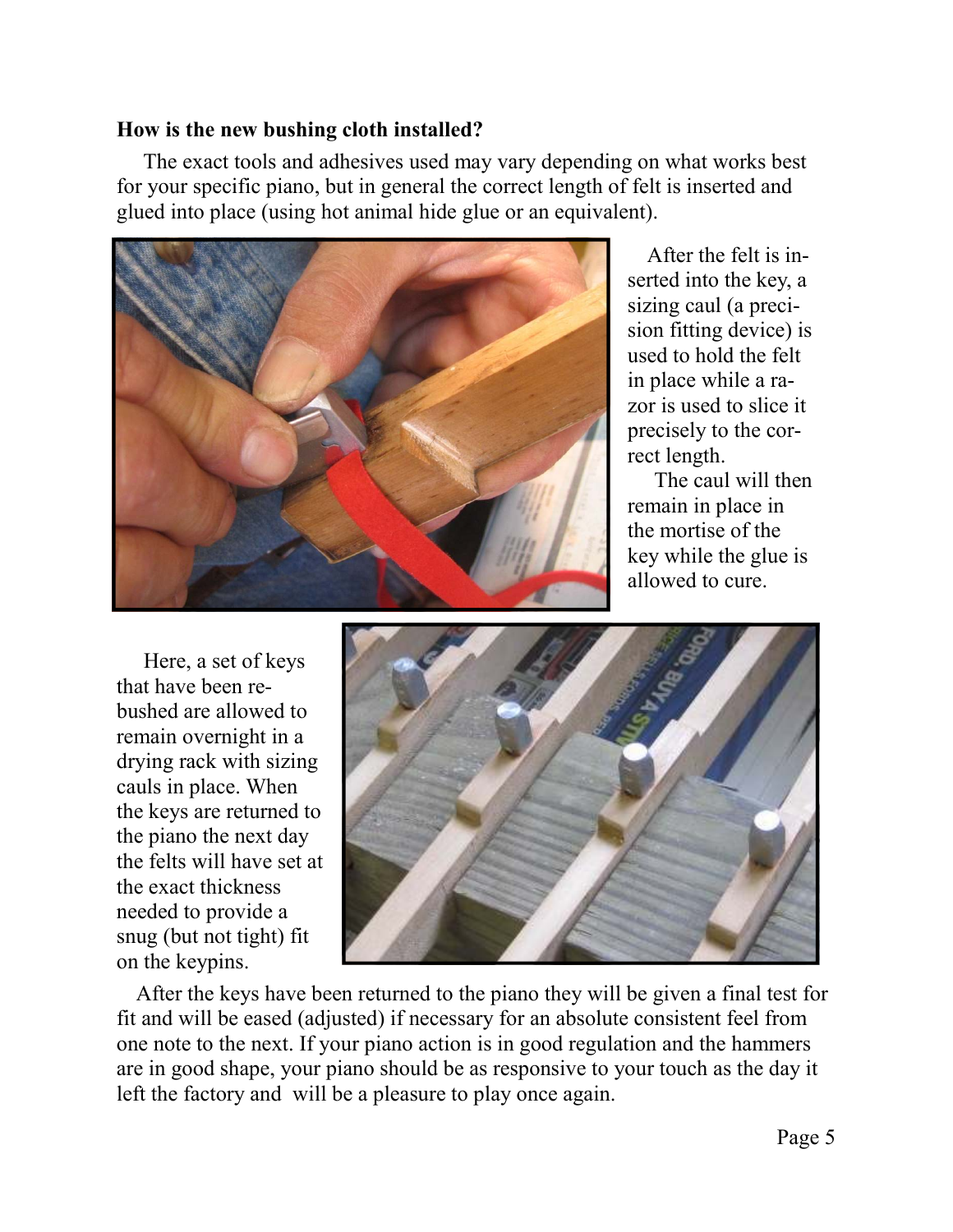**How is the new bushing cloth installed?**

The exact tools and adhesives used may vary depending on what works best for your specific piano, but in general the correct length of felt is inserted and glued into place (using hot animal hide glue or an equivalent).

After the felt is inserted into the key, a sizing caul (a precision fitting device) is used to hold the felt in place while a razor is used to slice it precisely to the correct length.

The caul will then remain in place in the mortise of the key while the glue is allowed to cure.

Here, a set of keys that have been re-bushed are allowed to remain overnight in a drying rack with sizing cauls in place. When the keys are returned to the piano the next day the felts will have set at the exact thickness needed to provide a snug (but not tight) fit on the keypins.

After the keys have been returned to the piano they will be given a final test for fit and will be eased (adjusted) if necessary for an absolute consistent feel from one note to the next. If your piano action is in good regulation and the hammers are in good shape, your piano should be as responsive to your touch as the day it left the factory and will be a pleasure to play once again.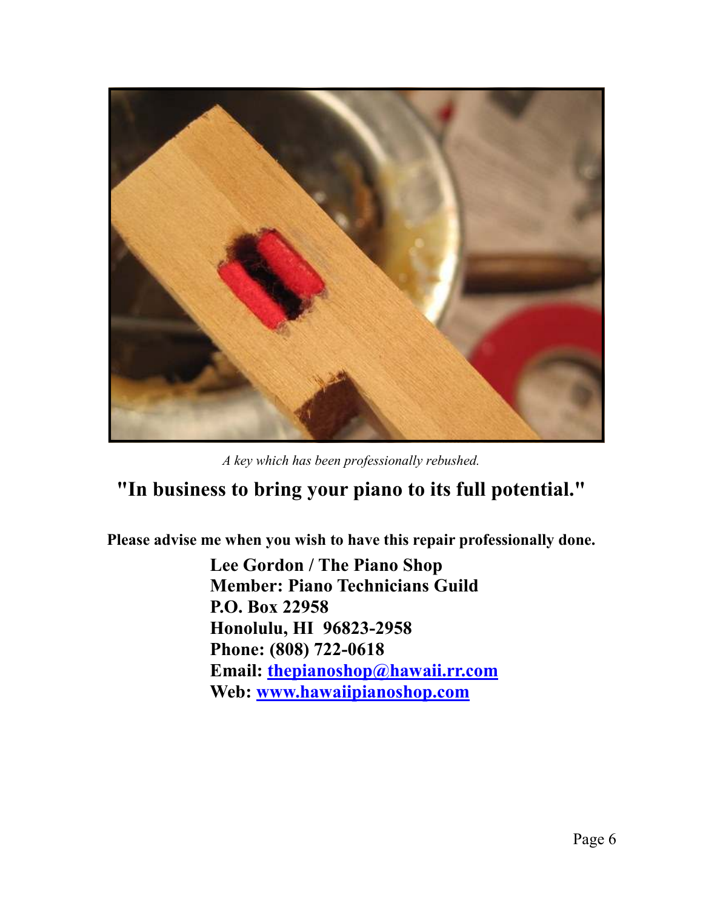*A key which has been professionally rebushed.*

## "In business to bring your piano to its full potential."

**Please advise me when you wish to have this repair professionally done.**

**Lee Gordon / The Piano Shop**
**Member: Piano Technicians Guild**
**P.O. Box 22958**
**Honolulu, HI 96823-2958**
**Phone: (808) 722-0618**
**Email: thepianoshop@hawaii.rr.com**
**Web: www.hawaiipianoshop.com**